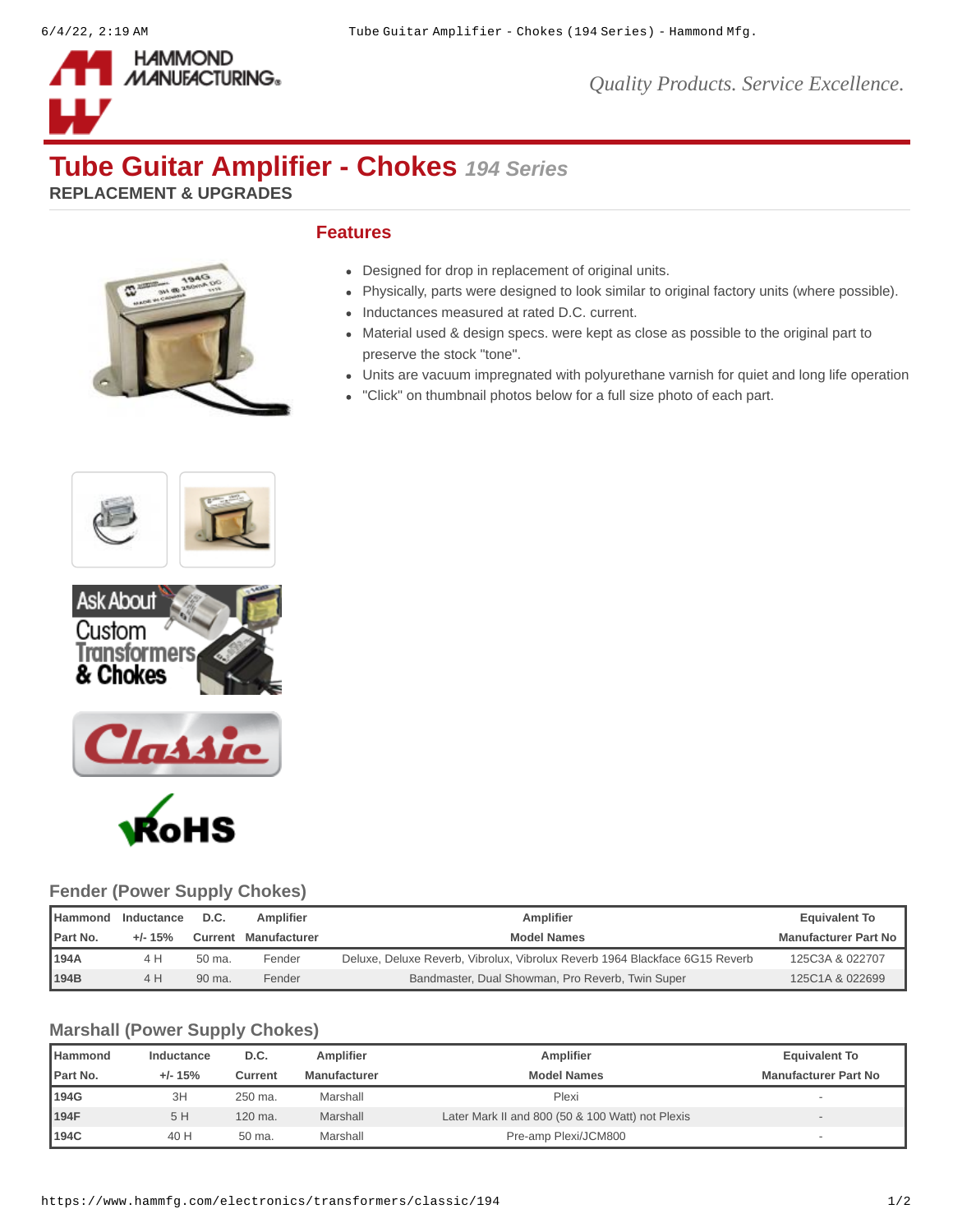# Tube Guitar Amplifier - Chokes *194 Series*

**REPLACEMENT & UPGRADES**

## Features

- Designed for drop in replacement of original units.
- Physically, parts were designed to look similar to original factory units (where possible).
- Inductances measured at rated D.C. current.
- Material used & design specs. were kept as close as possible to the original part to preserve the stock "tone".
- Units are vacuum impregnated with polyurethane varnish for quiet and long life operation
- "Click" on thumbnail photos below for a full size photo of each part.

### Fender (Power Supply Chokes)

| Hammond Part No. | Inductance +/- 15% | D.C. Current | Amplifier Manufacturer | Amplifier Model Names | Equivalent To Manufacturer Part No |
|---|---|---|---|---|---|
| **194A** | 4 H | 50 ma. | Fender | Deluxe, Deluxe Reverb, Vibrolux, Vibrolux Reverb 1964 Blackface 6G15 Reverb | 125C3A & 022707 |
| **194B** | 4 H | 90 ma. | Fender | Bandmaster, Dual Showman, Pro Reverb, Twin Super | 125C1A & 022699 |

### Marshall (Power Supply Chokes)

| Hammond Part No. | Inductance +/- 15% | D.C. Current | Amplifier Manufacturer | Amplifier Model Names | Equivalent To Manufacturer Part No |
|---|---|---|---|---|---|
| **194G** | 3H | 250 ma. | Marshall | Plexi | - |
| **194F** | 5 H | 120 ma. | Marshall | Later Mark II and 800 (50 & 100 Watt) not Plexis | - |
| **194C** | 40 H | 50 ma. | Marshall | Pre-amp Plexi/JCM800 | - |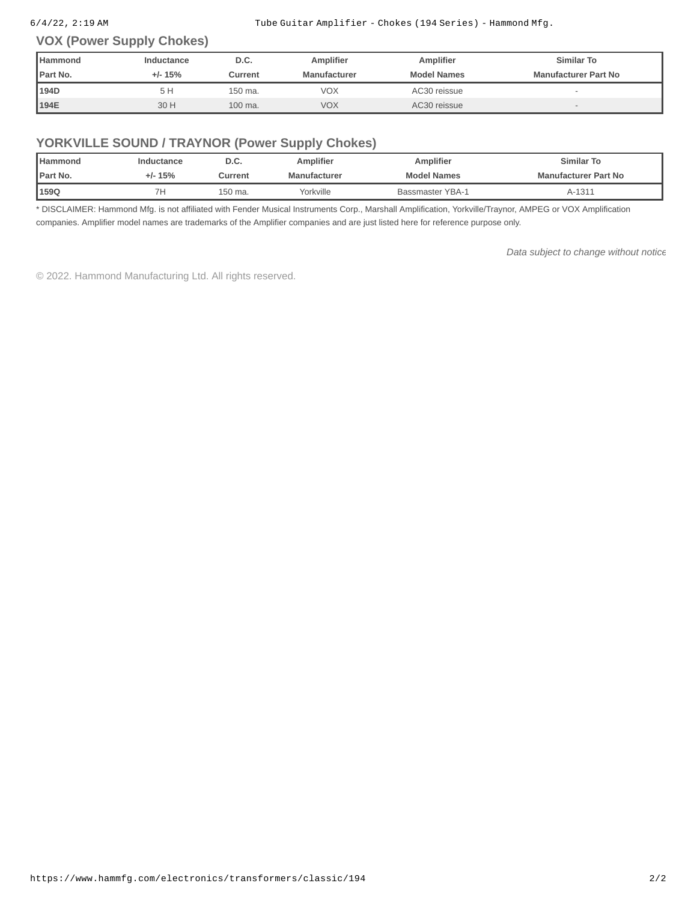## VOX (Power Supply Chokes)

| Hammond Part No. | Inductance +/- 15% | D.C. Current | Amplifier Manufacturer | Amplifier Model Names | Similar To Manufacturer Part No |
|---|---|---|---|---|---|
| **194D** | 5 H | 150 ma. | VOX | AC30 reissue | - |
| **194E** | 30 H | 100 ma. | VOX | AC30 reissue | - |

## YORKVILLE SOUND / TRAYNOR (Power Supply Chokes)

| Hammond Part No. | Inductance +/- 15% | D.C. Current | Amplifier Manufacturer | Amplifier Model Names | Similar To Manufacturer Part No |
|---|---|---|---|---|---|
| **159Q** | 7H | 150 ma. | Yorkville | Bassmaster YBA-1 | A-1311 |

* DISCLAIMER: Hammond Mfg. is not affiliated with Fender Musical Instruments Corp., Marshall Amplification, Yorkville/Traynor, AMPEG or VOX Amplification companies. Amplifier model names are trademarks of the Amplifier companies and are just listed here for reference purpose only.

*Data subject to change without notice*

© 2022. Hammond Manufacturing Ltd. All rights reserved.